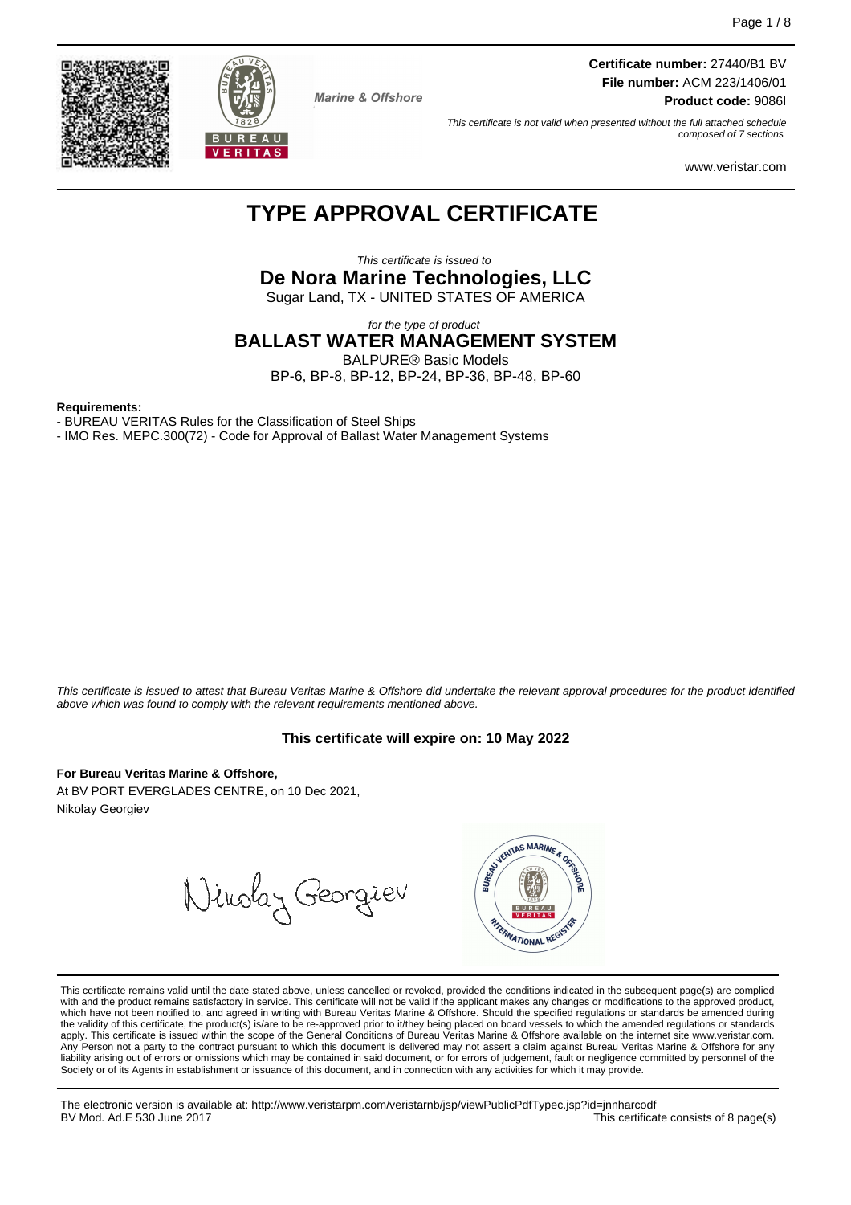Marine & Offshore

**Certificate number:** 27440/B1 BV
**File number:** ACM 223/1406/01
**Product code:** 9086I

*This certificate is not valid when presented without the full attached schedule composed of 7 sections*

www.veristar.com

# TYPE APPROVAL CERTIFICATE

*This certificate is issued to*

## De Nora Marine Technologies, LLC

Sugar Land, TX - UNITED STATES OF AMERICA

*for the type of product*

## BALLAST WATER MANAGEMENT SYSTEM

BALPURE® Basic Models
BP-6, BP-8, BP-12, BP-24, BP-36, BP-48, BP-60

**Requirements:**

- BUREAU VERITAS Rules for the Classification of Steel Ships
- IMO Res. MEPC.300(72) - Code for Approval of Ballast Water Management Systems

*This certificate is issued to attest that Bureau Veritas Marine & Offshore did undertake the relevant approval procedures for the product identified above which was found to comply with the relevant requirements mentioned above.*

**This certificate will expire on: 10 May 2022**

**For Bureau Veritas Marine & Offshore,**
At BV PORT EVERGLADES CENTRE, on 10 Dec 2021,
Nikolay Georgiev

This certificate remains valid until the date stated above, unless cancelled or revoked, provided the conditions indicated in the subsequent page(s) are complied with and the product remains satisfactory in service. This certificate will not be valid if the applicant makes any changes or modifications to the approved product, which have not been notified to, and agreed in writing with Bureau Veritas Marine & Offshore. Should the specified regulations or standards be amended during the validity of this certificate, the product(s) is/are to be re-approved prior to it/they being placed on board vessels to which the amended regulations or standards apply. This certificate is issued within the scope of the General Conditions of Bureau Veritas Marine & Offshore available on the internet site www.veristar.com. Any Person not a party to the contract pursuant to which this document is delivered may not assert a claim against Bureau Veritas Marine & Offshore for any liability arising out of errors or omissions which may be contained in said document, or for errors of judgement, fault or negligence committed by personnel of the Society or of its Agents in establishment or issuance of this document, and in connection with any activities for which it may provide.

The electronic version is available at: http://www.veristarpm.com/veristarnb/jsp/viewPublicPdfTypec.jsp?id=jnnharcodf
BV Mod. Ad.E 530 June 2017

This certificate consists of 8 page(s)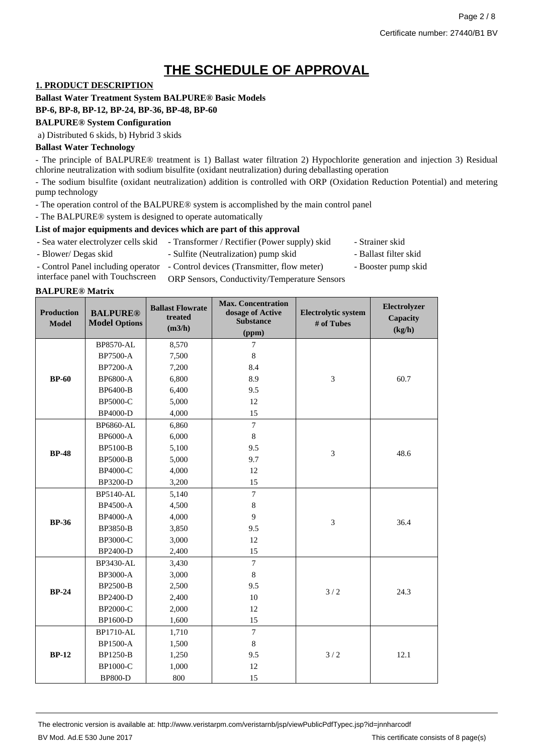# THE SCHEDULE OF APPROVAL

## 1. PRODUCT DESCRIPTION

**Ballast Water Treatment System BALPURE® Basic Models**

**BP-6, BP-8, BP-12, BP-24, BP-36, BP-48, BP-60**

**BALPURE® System Configuration**

a) Distributed 6 skids, b) Hybrid 3 skids

**Ballast Water Technology**

- The principle of BALPURE® treatment is 1) Ballast water filtration 2) Hypochlorite generation and injection 3) Residual chlorine neutralization with sodium bisulfite (oxidant neutralization) during deballasting operation
- The sodium bisulfite (oxidant neutralization) addition is controlled with ORP (Oxidation Reduction Potential) and metering pump technology
- The operation control of the BALPURE® system is accomplished by the main control panel
- The BALPURE® system is designed to operate automatically

**List of major equipments and devices which are part of this approval**

- Sea water electrolyzer cells skid
- Blower/ Degas skid
- Control Panel including operator interface panel with Touchscreen
- Transformer / Rectifier (Power supply) skid
- Sulfite (Neutralization) pump skid
- Control devices (Transmitter, flow meter) ORP Sensors, Conductivity/Temperature Sensors
- Strainer skid
- Ballast filter skid
- Booster pump skid

**BALPURE® Matrix**

| Production Model | BALPURE® Model Options | Ballast Flowrate treated (m3/h) | Max. Concentration dosage of Active Substance (ppm) | Electrolytic system # of Tubes | Electrolyzer Capacity (kg/h) |
|---|---|---|---|---|---|
| **BP-60** | BP8570-AL | 8,570 | 7 | 3 | 60.7 |
| | BP7500-A | 7,500 | 8 | | |
| | BP7200-A | 7,200 | 8.4 | | |
| | BP6800-A | 6,800 | 8.9 | | |
| | BP6400-B | 6,400 | 9.5 | | |
| | BP5000-C | 5,000 | 12 | | |
| | BP4000-D | 4,000 | 15 | | |
| **BP-48** | BP6860-AL | 6,860 | 7 | 3 | 48.6 |
| | BP6000-A | 6,000 | 8 | | |
| | BP5100-B | 5,100 | 9.5 | | |
| | BP5000-B | 5,000 | 9.7 | | |
| | BP4000-C | 4,000 | 12 | | |
| | BP3200-D | 3,200 | 15 | | |
| **BP-36** | BP5140-AL | 5,140 | 7 | 3 | 36.4 |
| | BP4500-A | 4,500 | 8 | | |
| | BP4000-A | 4,000 | 9 | | |
| | BP3850-B | 3,850 | 9.5 | | |
| | BP3000-C | 3,000 | 12 | | |
| | BP2400-D | 2,400 | 15 | | |
| **BP-24** | BP3430-AL | 3,430 | 7 | 3 / 2 | 24.3 |
| | BP3000-A | 3,000 | 8 | | |
| | BP2500-B | 2,500 | 9.5 | | |
| | BP2400-D | 2,400 | 10 | | |
| | BP2000-C | 2,000 | 12 | | |
| | BP1600-D | 1,600 | 15 | | |
| **BP-12** | BP1710-AL | 1,710 | 7 | 3 / 2 | 12.1 |
| | BP1500-A | 1,500 | 8 | | |
| | BP1250-B | 1,250 | 9.5 | | |
| | BP1000-C | 1,000 | 12 | | |
| | BP800-D | 800 | 15 | | |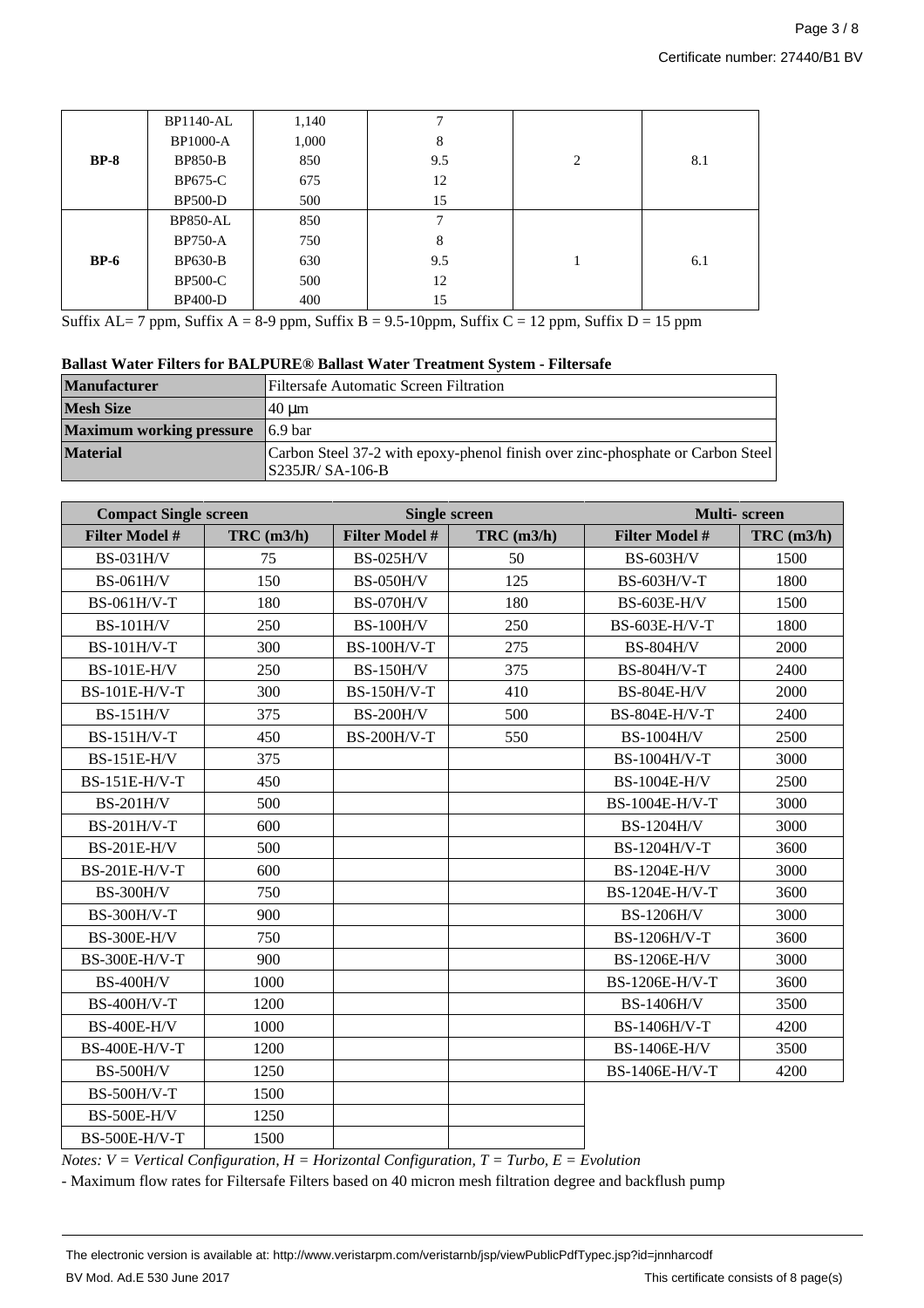| | | | | | |
|---|---|---|---|---|---|
| **BP-8** | BP1140-AL | 1,140 | 7 | 2 | 8.1 |
| | BP1000-A | 1,000 | 8 | | |
| | BP850-B | 850 | 9.5 | | |
| | BP675-C | 675 | 12 | | |
| | BP500-D | 500 | 15 | | |
| **BP-6** | BP850-AL | 850 | 7 | 1 | 6.1 |
| | BP750-A | 750 | 8 | | |
| | BP630-B | 630 | 9.5 | | |
| | BP500-C | 500 | 12 | | |
| | BP400-D | 400 | 15 | | |

Suffix AL= 7 ppm, Suffix A = 8-9 ppm, Suffix B = 9.5-10ppm, Suffix C = 12 ppm, Suffix D = 15 ppm

**Ballast Water Filters for BALPURE® Ballast Water Treatment System - Filtersafe**

| | |
|---|---|
| **Manufacturer** | Filtersafe Automatic Screen Filtration |
| **Mesh Size** | 40 µm |
| **Maximum working pressure** | 6.9 bar |
| **Material** | Carbon Steel 37-2 with epoxy-phenol finish over zinc-phosphate or Carbon Steel S235JR/ SA-106-B |

| **Compact Single screen** | | **Single screen** | | **Multi- screen** | |
|---|---|---|---|---|---|
| **Filter Model #** | **TRC (m3/h)** | **Filter Model #** | **TRC (m3/h)** | **Filter Model #** | **TRC (m3/h)** |
| BS-031H/V | 75 | BS-025H/V | 50 | BS-603H/V | 1500 |
| BS-061H/V | 150 | BS-050H/V | 125 | BS-603H/V-T | 1800 |
| BS-061H/V-T | 180 | BS-070H/V | 180 | BS-603E-H/V | 1500 |
| BS-101H/V | 250 | BS-100H/V | 250 | BS-603E-H/V-T | 1800 |
| BS-101H/V-T | 300 | BS-100H/V-T | 275 | BS-804H/V | 2000 |
| BS-101E-H/V | 250 | BS-150H/V | 375 | BS-804H/V-T | 2400 |
| BS-101E-H/V-T | 300 | BS-150H/V-T | 410 | BS-804E-H/V | 2000 |
| BS-151H/V | 375 | BS-200H/V | 500 | BS-804E-H/V-T | 2400 |
| BS-151H/V-T | 450 | BS-200H/V-T | 550 | BS-1004H/V | 2500 |
| BS-151E-H/V | 375 | | | BS-1004H/V-T | 3000 |
| BS-151E-H/V-T | 450 | | | BS-1004E-H/V | 2500 |
| BS-201H/V | 500 | | | BS-1004E-H/V-T | 3000 |
| BS-201H/V-T | 600 | | | BS-1204H/V | 3000 |
| BS-201E-H/V | 500 | | | BS-1204H/V-T | 3600 |
| BS-201E-H/V-T | 600 | | | BS-1204E-H/V | 3000 |
| BS-300H/V | 750 | | | BS-1204E-H/V-T | 3600 |
| BS-300H/V-T | 900 | | | BS-1206H/V | 3000 |
| BS-300E-H/V | 750 | | | BS-1206H/V-T | 3600 |
| BS-300E-H/V-T | 900 | | | BS-1206E-H/V | 3000 |
| BS-400H/V | 1000 | | | BS-1206E-H/V-T | 3600 |
| BS-400H/V-T | 1200 | | | BS-1406H/V | 3500 |
| BS-400E-H/V | 1000 | | | BS-1406H/V-T | 4200 |
| BS-400E-H/V-T | 1200 | | | BS-1406E-H/V | 3500 |
| BS-500H/V | 1250 | | | BS-1406E-H/V-T | 4200 |
| BS-500H/V-T | 1500 | | | | |
| BS-500E-H/V | 1250 | | | | |
| BS-500E-H/V-T | 1500 | | | | |

*Notes: V = Vertical Configuration, H = Horizontal Configuration, T = Turbo, E = Evolution*

- Maximum flow rates for Filtersafe Filters based on 40 micron mesh filtration degree and backflush pump

The electronic version is available at: http://www.veristarpm.com/veristarnb/jsp/viewPublicPdfTypec.jsp?id=jnnharcodf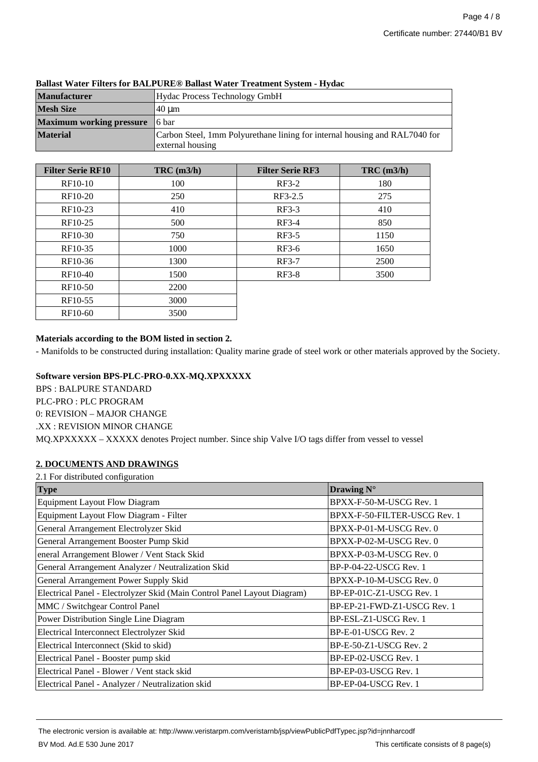**Ballast Water Filters for BALPURE® Ballast Water Treatment System - Hydac**

| | |
|---|---|
| **Manufacturer** | Hydac Process Technology GmbH |
| **Mesh Size** | 40 µm |
| **Maximum working pressure** | 6 bar |
| **Material** | Carbon Steel, 1mm Polyurethane lining for internal housing and RAL7040 for external housing |

| Filter Serie RF10 | TRC (m3/h) | Filter Serie RF3 | TRC (m3/h) |
|---|---|---|---|
| RF10-10 | 100 | RF3-2 | 180 |
| RF10-20 | 250 | RF3-2.5 | 275 |
| RF10-23 | 410 | RF3-3 | 410 |
| RF10-25 | 500 | RF3-4 | 850 |
| RF10-30 | 750 | RF3-5 | 1150 |
| RF10-35 | 1000 | RF3-6 | 1650 |
| RF10-36 | 1300 | RF3-7 | 2500 |
| RF10-40 | 1500 | RF3-8 | 3500 |
| RF10-50 | 2200 | | |
| RF10-55 | 3000 | | |
| RF10-60 | 3500 | | |

**Materials according to the BOM listed in section 2.**

- Manifolds to be constructed during installation: Quality marine grade of steel work or other materials approved by the Society.

**Software version BPS-PLC-PRO-0.XX-MQ.XPXXXXX**

BPS : BALPURE STANDARD
PLC-PRO : PLC PROGRAM
0: REVISION – MAJOR CHANGE
.XX : REVISION MINOR CHANGE
MQ.XPXXXXX – XXXXX denotes Project number. Since ship Valve I/O tags differ from vessel to vessel

## 2. DOCUMENTS AND DRAWINGS

2.1 For distributed configuration

| Type | Drawing N° |
|---|---|
| Equipment Layout Flow Diagram | BPXX-F-50-M-USCG Rev. 1 |
| Equipment Layout Flow Diagram - Filter | BPXX-F-50-FILTER-USCG Rev. 1 |
| General Arrangement Electrolyzer Skid | BPXX-P-01-M-USCG Rev. 0 |
| General Arrangement Booster Pump Skid | BPXX-P-02-M-USCG Rev. 0 |
| eneral Arrangement Blower / Vent Stack Skid | BPXX-P-03-M-USCG Rev. 0 |
| General Arrangement Analyzer / Neutralization Skid | BP-P-04-22-USCG Rev. 1 |
| General Arrangement Power Supply Skid | BPXX-P-10-M-USCG Rev. 0 |
| Electrical Panel - Electrolyzer Skid (Main Control Panel Layout Diagram) | BP-EP-01C-Z1-USCG Rev. 1 |
| MMC / Switchgear Control Panel | BP-EP-21-FWD-Z1-USCG Rev. 1 |
| Power Distribution Single Line Diagram | BP-ESL-Z1-USCG Rev. 1 |
| Electrical Interconnect Electrolyzer Skid | BP-E-01-USCG Rev. 2 |
| Electrical Interconnect (Skid to skid) | BP-E-50-Z1-USCG Rev. 2 |
| Electrical Panel - Booster pump skid | BP-EP-02-USCG Rev. 1 |
| Electrical Panel - Blower / Vent stack skid | BP-EP-03-USCG Rev. 1 |
| Electrical Panel - Analyzer / Neutralization skid | BP-EP-04-USCG Rev. 1 |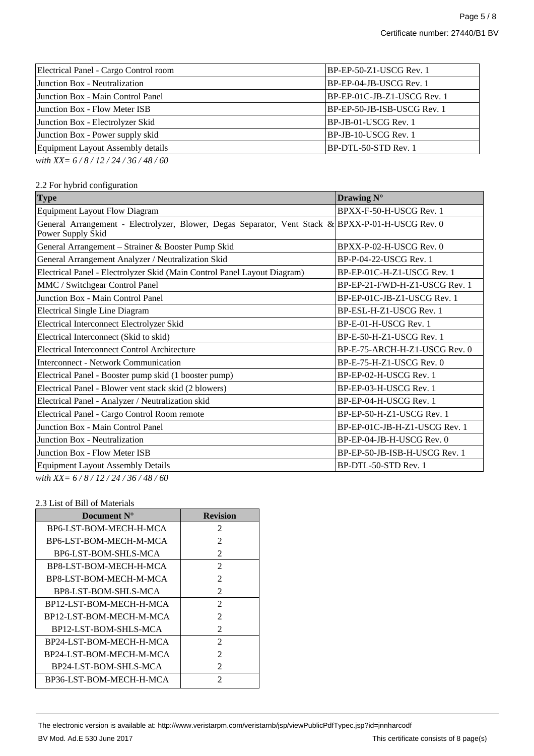| | |
|---|---|
| Electrical Panel - Cargo Control room | BP-EP-50-Z1-USCG Rev. 1 |
| Junction Box - Neutralization | BP-EP-04-JB-USCG Rev. 1 |
| Junction Box - Main Control Panel | BP-EP-01C-JB-Z1-USCG Rev. 1 |
| Junction Box - Flow Meter ISB | BP-EP-50-JB-ISB-USCG Rev. 1 |
| Junction Box - Electrolyzer Skid | BP-JB-01-USCG Rev. 1 |
| Junction Box - Power supply skid | BP-JB-10-USCG Rev. 1 |
| Equipment Layout Assembly details | BP-DTL-50-STD Rev. 1 |

*with XX= 6 / 8 / 12 / 24 / 36 / 48 / 60*

2.2 For hybrid configuration

| Type | Drawing N° |
|---|---|
| Equipment Layout Flow Diagram | BPXX-F-50-H-USCG Rev. 1 |
| General Arrangement - Electrolyzer, Blower, Degas Separator, Vent Stack & Power Supply Skid | BPXX-P-01-H-USCG Rev. 0 |
| General Arrangement – Strainer & Booster Pump Skid | BPXX-P-02-H-USCG Rev. 0 |
| General Arrangement Analyzer / Neutralization Skid | BP-P-04-22-USCG Rev. 1 |
| Electrical Panel - Electrolyzer Skid (Main Control Panel Layout Diagram) | BP-EP-01C-H-Z1-USCG Rev. 1 |
| MMC / Switchgear Control Panel | BP-EP-21-FWD-H-Z1-USCG Rev. 1 |
| Junction Box - Main Control Panel | BP-EP-01C-JB-Z1-USCG Rev. 1 |
| Electrical Single Line Diagram | BP-ESL-H-Z1-USCG Rev. 1 |
| Electrical Interconnect Electrolyzer Skid | BP-E-01-H-USCG Rev. 1 |
| Electrical Interconnect (Skid to skid) | BP-E-50-H-Z1-USCG Rev. 1 |
| Electrical Interconnect Control Architecture | BP-E-75-ARCH-H-Z1-USCG Rev. 0 |
| Interconnect - Network Communication | BP-E-75-H-Z1-USCG Rev. 0 |
| Electrical Panel - Booster pump skid (1 booster pump) | BP-EP-02-H-USCG Rev. 1 |
| Electrical Panel - Blower vent stack skid (2 blowers) | BP-EP-03-H-USCG Rev. 1 |
| Electrical Panel - Analyzer / Neutralization skid | BP-EP-04-H-USCG Rev. 1 |
| Electrical Panel - Cargo Control Room remote | BP-EP-50-H-Z1-USCG Rev. 1 |
| Junction Box - Main Control Panel | BP-EP-01C-JB-H-Z1-USCG Rev. 1 |
| Junction Box - Neutralization | BP-EP-04-JB-H-USCG Rev. 0 |
| Junction Box - Flow Meter ISB | BP-EP-50-JB-ISB-H-USCG Rev. 1 |
| Equipment Layout Assembly Details | BP-DTL-50-STD Rev. 1 |

*with XX= 6 / 8 / 12 / 24 / 36 / 48 / 60*

2.3 List of Bill of Materials

| Document N° | Revision |
|---|---|
| BP6-LST-BOM-MECH-H-MCA | 2 |
| BP6-LST-BOM-MECH-M-MCA | 2 |
| BP6-LST-BOM-SHLS-MCA | 2 |
| BP8-LST-BOM-MECH-H-MCA | 2 |
| BP8-LST-BOM-MECH-M-MCA | 2 |
| BP8-LST-BOM-SHLS-MCA | 2 |
| BP12-LST-BOM-MECH-H-MCA | 2 |
| BP12-LST-BOM-MECH-M-MCA | 2 |
| BP12-LST-BOM-SHLS-MCA | 2 |
| BP24-LST-BOM-MECH-H-MCA | 2 |
| BP24-LST-BOM-MECH-M-MCA | 2 |
| BP24-LST-BOM-SHLS-MCA | 2 |
| BP36-LST-BOM-MECH-H-MCA | 2 |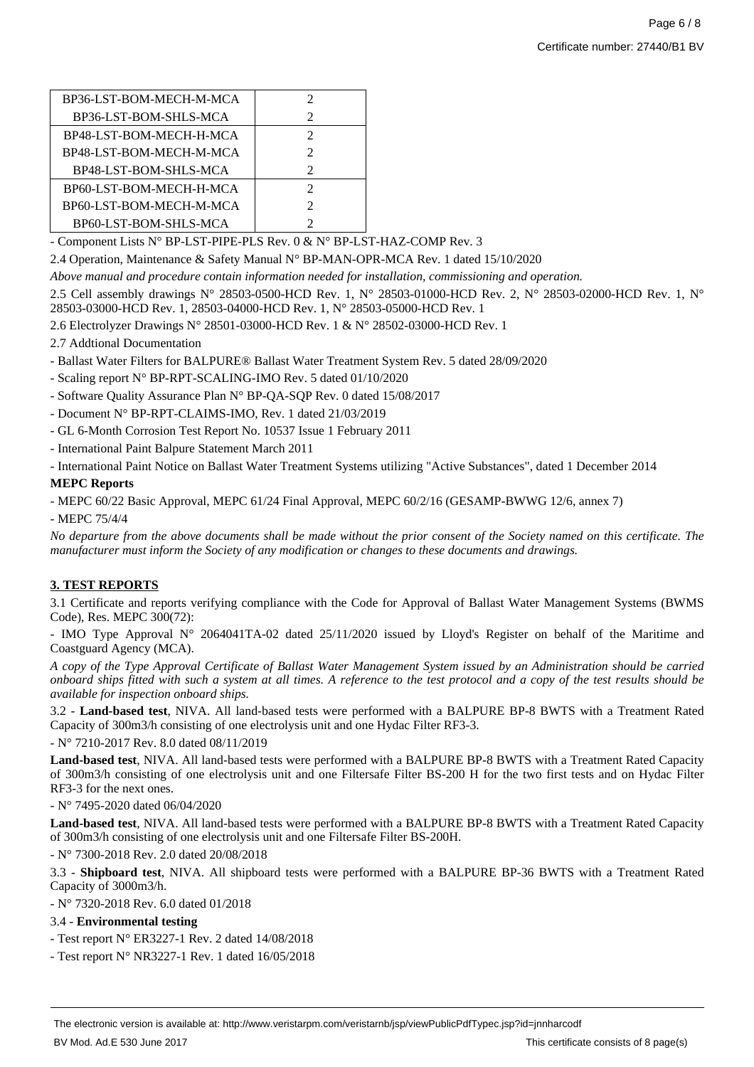| | |
|---|---|
| BP36-LST-BOM-MECH-M-MCA | 2 |
| BP36-LST-BOM-SHLS-MCA | 2 |
| BP48-LST-BOM-MECH-H-MCA | 2 |
| BP48-LST-BOM-MECH-M-MCA | 2 |
| BP48-LST-BOM-SHLS-MCA | 2 |
| BP60-LST-BOM-MECH-H-MCA | 2 |
| BP60-LST-BOM-MECH-M-MCA | 2 |
| BP60-LST-BOM-SHLS-MCA | 2 |

- Component Lists N° BP-LST-PIPE-PLS Rev. 0 & N° BP-LST-HAZ-COMP Rev. 3

2.4 Operation, Maintenance & Safety Manual N° BP-MAN-OPR-MCA Rev. 1 dated 15/10/2020

*Above manual and procedure contain information needed for installation, commissioning and operation.*

2.5 Cell assembly drawings N° 28503-0500-HCD Rev. 1, N° 28503-01000-HCD Rev. 2, N° 28503-02000-HCD Rev. 1, N° 28503-03000-HCD Rev. 1, 28503-04000-HCD Rev. 1, N° 28503-05000-HCD Rev. 1

2.6 Electrolyzer Drawings N° 28501-03000-HCD Rev. 1 & N° 28502-03000-HCD Rev. 1

2.7 Addtional Documentation

- Ballast Water Filters for BALPURE® Ballast Water Treatment System Rev. 5 dated 28/09/2020
- Scaling report N° BP-RPT-SCALING-IMO Rev. 5 dated 01/10/2020
- Software Quality Assurance Plan N° BP-QA-SQP Rev. 0 dated 15/08/2017
- Document N° BP-RPT-CLAIMS-IMO, Rev. 1 dated 21/03/2019
- GL 6-Month Corrosion Test Report No. 10537 Issue 1 February 2011
- International Paint Balpure Statement March 2011
- International Paint Notice on Ballast Water Treatment Systems utilizing "Active Substances", dated 1 December 2014

**MEPC Reports**

- MEPC 60/22 Basic Approval, MEPC 61/24 Final Approval, MEPC 60/2/16 (GESAMP-BWWG 12/6, annex 7)
- MEPC 75/4/4

*No departure from the above documents shall be made without the prior consent of the Society named on this certificate. The manufacturer must inform the Society of any modification or changes to these documents and drawings.*

**3. TEST REPORTS**

3.1 Certificate and reports verifying compliance with the Code for Approval of Ballast Water Management Systems (BWMS Code), Res. MEPC 300(72):

- IMO Type Approval N° 2064041TA-02 dated 25/11/2020 issued by Lloyd's Register on behalf of the Maritime and Coastguard Agency (MCA).

*A copy of the Type Approval Certificate of Ballast Water Management System issued by an Administration should be carried onboard ships fitted with such a system at all times. A reference to the test protocol and a copy of the test results should be available for inspection onboard ships.*

3.2 - **Land-based test**, NIVA. All land-based tests were performed with a BALPURE BP-8 BWTS with a Treatment Rated Capacity of 300m3/h consisting of one electrolysis unit and one Hydac Filter RF3-3.

- N° 7210-2017 Rev. 8.0 dated 08/11/2019

**Land-based test**, NIVA. All land-based tests were performed with a BALPURE BP-8 BWTS with a Treatment Rated Capacity of 300m3/h consisting of one electrolysis unit and one Filtersafe Filter BS-200 H for the two first tests and on Hydac Filter RF3-3 for the next ones.

- N° 7495-2020 dated 06/04/2020

**Land-based test**, NIVA. All land-based tests were performed with a BALPURE BP-8 BWTS with a Treatment Rated Capacity of 300m3/h consisting of one electrolysis unit and one Filtersafe Filter BS-200H.

- N° 7300-2018 Rev. 2.0 dated 20/08/2018

3.3 - **Shipboard test**, NIVA. All shipboard tests were performed with a BALPURE BP-36 BWTS with a Treatment Rated Capacity of 3000m3/h.

- N° 7320-2018 Rev. 6.0 dated 01/2018

3.4 - **Environmental testing**

- Test report N° ER3227-1 Rev. 2 dated 14/08/2018
- Test report N° NR3227-1 Rev. 1 dated 16/05/2018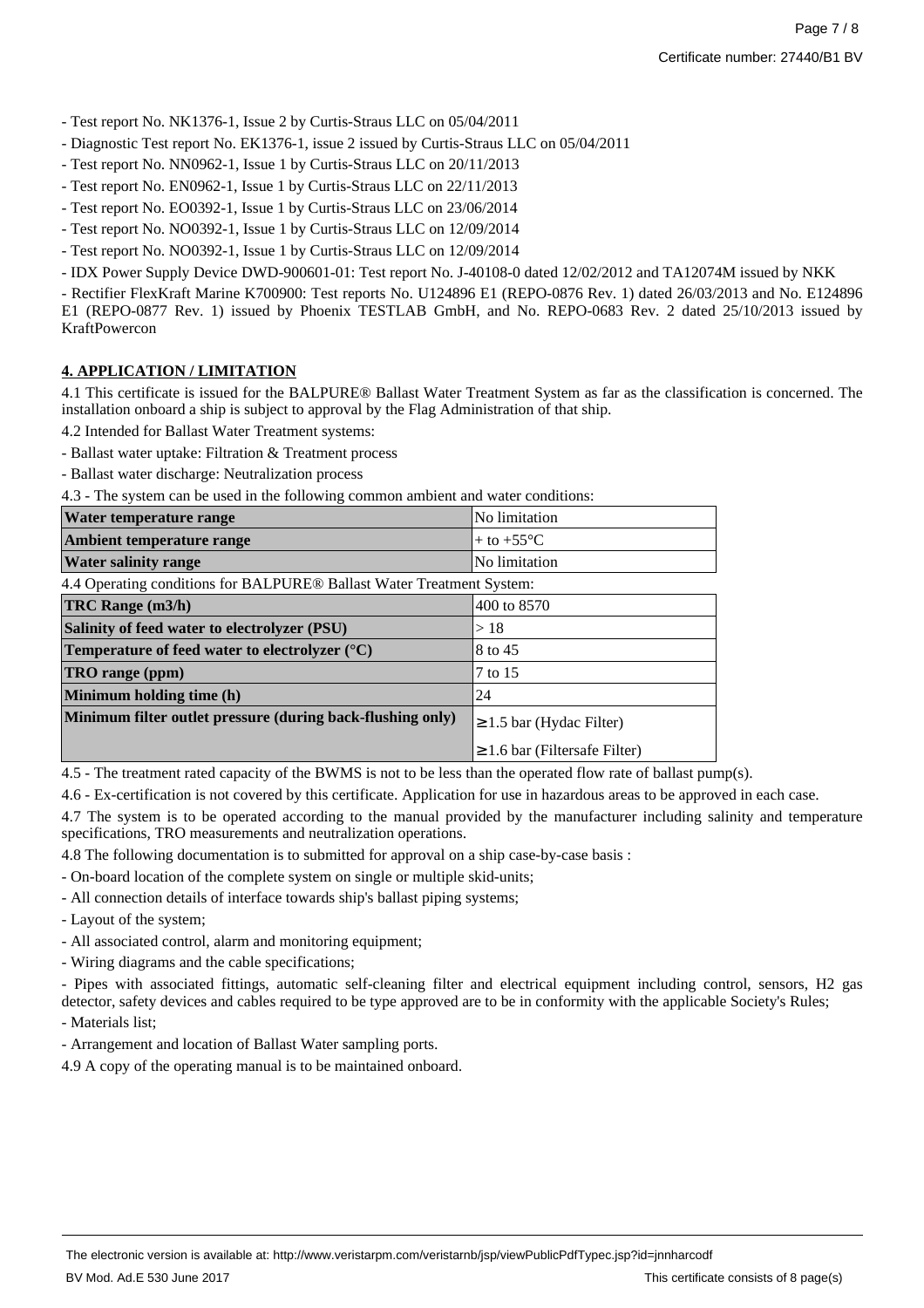- Test report No. NK1376-1, Issue 2 by Curtis-Straus LLC on 05/04/2011
- Diagnostic Test report No. EK1376-1, issue 2 issued by Curtis-Straus LLC on 05/04/2011
- Test report No. NN0962-1, Issue 1 by Curtis-Straus LLC on 20/11/2013
- Test report No. EN0962-1, Issue 1 by Curtis-Straus LLC on 22/11/2013
- Test report No. EO0392-1, Issue 1 by Curtis-Straus LLC on 23/06/2014
- Test report No. NO0392-1, Issue 1 by Curtis-Straus LLC on 12/09/2014
- Test report No. NO0392-1, Issue 1 by Curtis-Straus LLC on 12/09/2014
- IDX Power Supply Device DWD-900601-01: Test report No. J-40108-0 dated 12/02/2012 and TA12074M issued by NKK
- Rectifier FlexKraft Marine K700900: Test reports No. U124896 E1 (REPO-0876 Rev. 1) dated 26/03/2013 and No. E124896 E1 (REPO-0877 Rev. 1) issued by Phoenix TESTLAB GmbH, and No. REPO-0683 Rev. 2 dated 25/10/2013 issued by KraftPowercon

## 4. APPLICATION / LIMITATION

4.1 This certificate is issued for the BALPURE® Ballast Water Treatment System as far as the classification is concerned. The installation onboard a ship is subject to approval by the Flag Administration of that ship.

4.2 Intended for Ballast Water Treatment systems:

- Ballast water uptake: Filtration & Treatment process
- Ballast water discharge: Neutralization process

4.3 - The system can be used in the following common ambient and water conditions:

| | |
|---|---|
| **Water temperature range** | No limitation |
| **Ambient temperature range** | + to +55°C |
| **Water salinity range** | No limitation |

4.4 Operating conditions for BALPURE® Ballast Water Treatment System:

| | |
|---|---|
| **TRC Range (m3/h)** | 400 to 8570 |
| **Salinity of feed water to electrolyzer (PSU)** | > 18 |
| **Temperature of feed water to electrolyzer (°C)** | 8 to 45 |
| **TRO range (ppm)** | 7 to 15 |
| **Minimum holding time (h)** | 24 |
| **Minimum filter outlet pressure (during back-flushing only)** | ≥ 1.5 bar (Hydac Filter)<br>≥ 1.6 bar (Filtersafe Filter) |

4.5 - The treatment rated capacity of the BWMS is not to be less than the operated flow rate of ballast pump(s).

4.6 - Ex-certification is not covered by this certificate. Application for use in hazardous areas to be approved in each case.

4.7 The system is to be operated according to the manual provided by the manufacturer including salinity and temperature specifications, TRO measurements and neutralization operations.

4.8 The following documentation is to submitted for approval on a ship case-by-case basis :

- On-board location of the complete system on single or multiple skid-units;
- All connection details of interface towards ship's ballast piping systems;
- Layout of the system;
- All associated control, alarm and monitoring equipment;
- Wiring diagrams and the cable specifications;
- Pipes with associated fittings, automatic self-cleaning filter and electrical equipment including control, sensors, H2 gas detector, safety devices and cables required to be type approved are to be in conformity with the applicable Society's Rules;
- Materials list;
- Arrangement and location of Ballast Water sampling ports.

4.9 A copy of the operating manual is to be maintained onboard.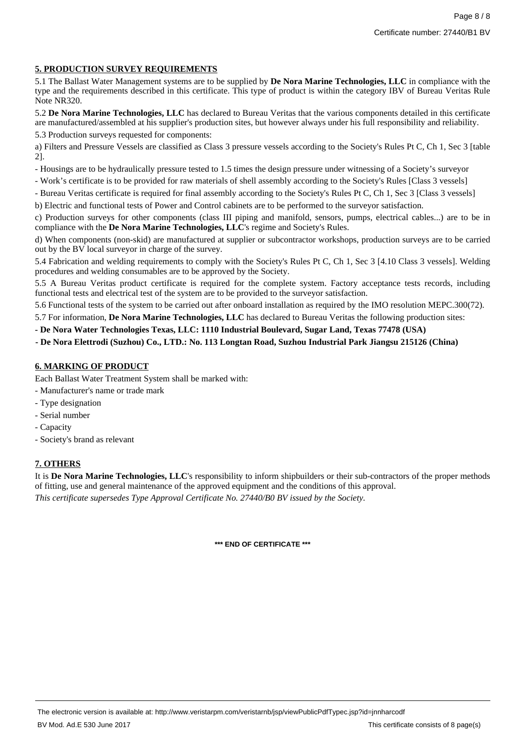## 5. PRODUCTION SURVEY REQUIREMENTS

5.1 The Ballast Water Management systems are to be supplied by **De Nora Marine Technologies, LLC** in compliance with the type and the requirements described in this certificate. This type of product is within the category IBV of Bureau Veritas Rule Note NR320.

5.2 **De Nora Marine Technologies, LLC** has declared to Bureau Veritas that the various components detailed in this certificate are manufactured/assembled at his supplier's production sites, but however always under his full responsibility and reliability.

5.3 Production surveys requested for components:

a) Filters and Pressure Vessels are classified as Class 3 pressure vessels according to the Society's Rules Pt C, Ch 1, Sec 3 [table 2].

- Housings are to be hydraulically pressure tested to 1.5 times the design pressure under witnessing of a Society's surveyor
- Work's certificate is to be provided for raw materials of shell assembly according to the Society's Rules [Class 3 vessels]
- Bureau Veritas certificate is required for final assembly according to the Society's Rules Pt C, Ch 1, Sec 3 [Class 3 vessels]

b) Electric and functional tests of Power and Control cabinets are to be performed to the surveyor satisfaction.

c) Production surveys for other components (class III piping and manifold, sensors, pumps, electrical cables...) are to be in compliance with the **De Nora Marine Technologies, LLC**'s regime and Society's Rules.

d) When components (non-skid) are manufactured at supplier or subcontractor workshops, production surveys are to be carried out by the BV local surveyor in charge of the survey.

5.4 Fabrication and welding requirements to comply with the Society's Rules Pt C, Ch 1, Sec 3 [4.10 Class 3 vessels]. Welding procedures and welding consumables are to be approved by the Society.

5.5 A Bureau Veritas product certificate is required for the complete system. Factory acceptance tests records, including functional tests and electrical test of the system are to be provided to the surveyor satisfaction.

5.6 Functional tests of the system to be carried out after onboard installation as required by the IMO resolution MEPC.300(72).

5.7 For information, **De Nora Marine Technologies, LLC** has declared to Bureau Veritas the following production sites:

- **De Nora Water Technologies Texas, LLC: 1110 Industrial Boulevard, Sugar Land, Texas 77478 (USA)**
- **De Nora Elettrodi (Suzhou) Co., LTD.: No. 113 Longtan Road, Suzhou Industrial Park Jiangsu 215126 (China)**

## 6. MARKING OF PRODUCT

Each Ballast Water Treatment System shall be marked with:

- Manufacturer's name or trade mark
- Type designation
- Serial number
- Capacity
- Society's brand as relevant

## 7. OTHERS

It is **De Nora Marine Technologies, LLC**'s responsibility to inform shipbuilders or their sub-contractors of the proper methods of fitting, use and general maintenance of the approved equipment and the conditions of this approval.

*This certificate supersedes Type Approval Certificate No. 27440/B0 BV issued by the Society.*

**\*\*\* END OF CERTIFICATE \*\*\***

The electronic version is available at: http://www.veristarpm.com/veristarnb/jsp/viewPublicPdfTypec.jsp?id=jnnharcodf

BV Mod. Ad.E 530 June 2017